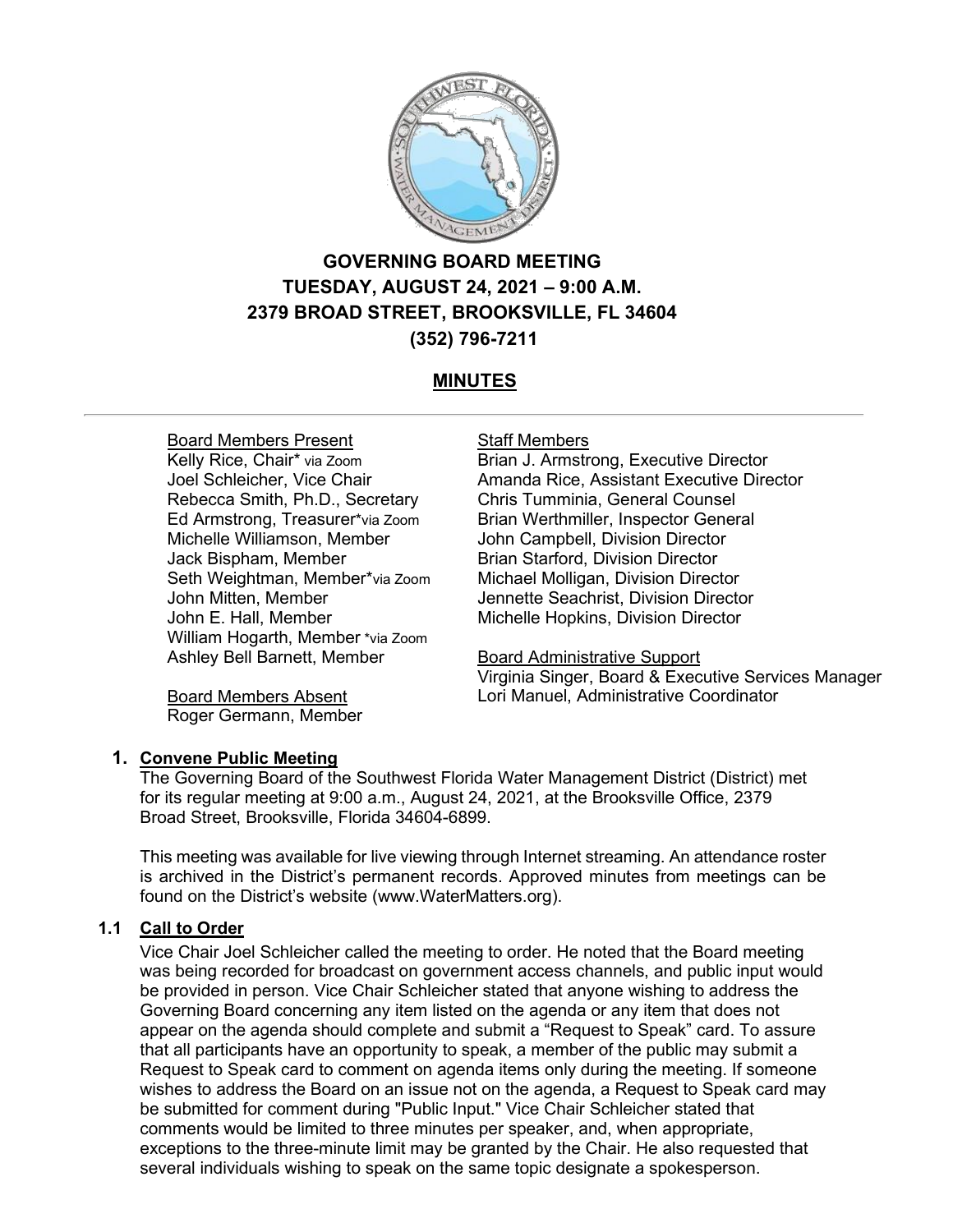# GOVERNING BOARD MEETING
# TUESDAY, AUGUST 24, 2021 – 9:00 A.M.
# 2379 BROAD STREET, BROOKSVILLE, FL 34604
# (352) 796-7211

## MINUTES

Board Members Present
Kelly Rice, Chair* via Zoom
Joel Schleicher, Vice Chair
Rebecca Smith, Ph.D., Secretary
Ed Armstrong, Treasurer*via Zoom
Michelle Williamson, Member
Jack Bispham, Member
Seth Weightman, Member*via Zoom
John Mitten, Member
John E. Hall, Member
William Hogarth, Member *via Zoom
Ashley Bell Barnett, Member

Board Members Absent
Roger Germann, Member

Staff Members
Brian J. Armstrong, Executive Director
Amanda Rice, Assistant Executive Director
Chris Tumminia, General Counsel
Brian Werthmiller, Inspector General
John Campbell, Division Director
Brian Starford, Division Director
Michael Molligan, Division Director
Jennette Seachrist, Division Director
Michelle Hopkins, Division Director

Board Administrative Support
Virginia Singer, Board & Executive Services Manager
Lori Manuel, Administrative Coordinator

### 1. Convene Public Meeting

The Governing Board of the Southwest Florida Water Management District (District) met for its regular meeting at 9:00 a.m., August 24, 2021, at the Brooksville Office, 2379 Broad Street, Brooksville, Florida 34604-6899.

This meeting was available for live viewing through Internet streaming. An attendance roster is archived in the District's permanent records. Approved minutes from meetings can be found on the District's website (www.WaterMatters.org).

### 1.1 Call to Order

Vice Chair Joel Schleicher called the meeting to order. He noted that the Board meeting was being recorded for broadcast on government access channels, and public input would be provided in person. Vice Chair Schleicher stated that anyone wishing to address the Governing Board concerning any item listed on the agenda or any item that does not appear on the agenda should complete and submit a "Request to Speak" card. To assure that all participants have an opportunity to speak, a member of the public may submit a Request to Speak card to comment on agenda items only during the meeting. If someone wishes to address the Board on an issue not on the agenda, a Request to Speak card may be submitted for comment during "Public Input." Vice Chair Schleicher stated that comments would be limited to three minutes per speaker, and, when appropriate, exceptions to the three-minute limit may be granted by the Chair. He also requested that several individuals wishing to speak on the same topic designate a spokesperson.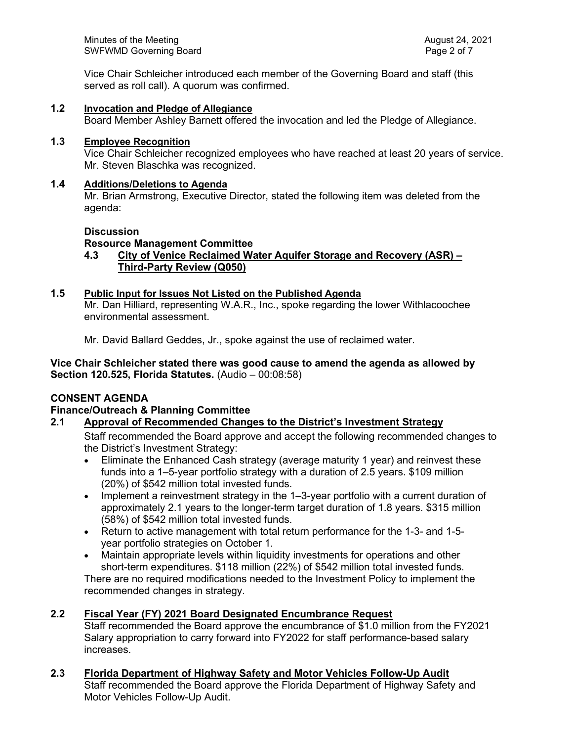Vice Chair Schleicher introduced each member of the Governing Board and staff (this served as roll call). A quorum was confirmed.

**1.2 Invocation and Pledge of Allegiance**

Board Member Ashley Barnett offered the invocation and led the Pledge of Allegiance.

**1.3 Employee Recognition**

Vice Chair Schleicher recognized employees who have reached at least 20 years of service. Mr. Steven Blaschka was recognized.

**1.4 Additions/Deletions to Agenda**

Mr. Brian Armstrong, Executive Director, stated the following item was deleted from the agenda:

**Discussion**

**Resource Management Committee**

**4.3 City of Venice Reclaimed Water Aquifer Storage and Recovery (ASR) – Third-Party Review (Q050)**

**1.5 Public Input for Issues Not Listed on the Published Agenda**

Mr. Dan Hilliard, representing W.A.R., Inc., spoke regarding the lower Withlacoochee environmental assessment.

Mr. David Ballard Geddes, Jr., spoke against the use of reclaimed water.

**Vice Chair Schleicher stated there was good cause to amend the agenda as allowed by Section 120.525, Florida Statutes.** (Audio – 00:08:58)

**CONSENT AGENDA**

**Finance/Outreach & Planning Committee**

**2.1 Approval of Recommended Changes to the District's Investment Strategy**

Staff recommended the Board approve and accept the following recommended changes to the District's Investment Strategy:

- Eliminate the Enhanced Cash strategy (average maturity 1 year) and reinvest these funds into a 1–5-year portfolio strategy with a duration of 2.5 years. $109 million (20%) of $542 million total invested funds.
- Implement a reinvestment strategy in the 1–3-year portfolio with a current duration of approximately 2.1 years to the longer-term target duration of 1.8 years. $315 million (58%) of $542 million total invested funds.
- Return to active management with total return performance for the 1-3- and 1-5-year portfolio strategies on October 1.
- Maintain appropriate levels within liquidity investments for operations and other short-term expenditures. $118 million (22%) of $542 million total invested funds.

There are no required modifications needed to the Investment Policy to implement the recommended changes in strategy.

**2.2 Fiscal Year (FY) 2021 Board Designated Encumbrance Request**

Staff recommended the Board approve the encumbrance of $1.0 million from the FY2021 Salary appropriation to carry forward into FY2022 for staff performance-based salary increases.

**2.3 Florida Department of Highway Safety and Motor Vehicles Follow-Up Audit**

Staff recommended the Board approve the Florida Department of Highway Safety and Motor Vehicles Follow-Up Audit.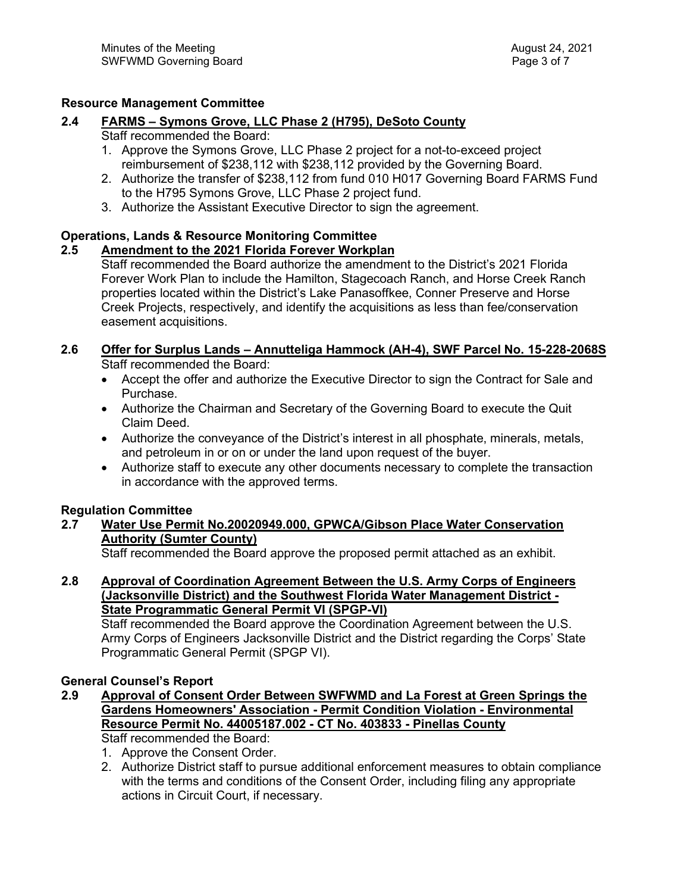**Resource Management Committee**

**2.4 FARMS – Symons Grove, LLC Phase 2 (H795), DeSoto County**

Staff recommended the Board:

1. Approve the Symons Grove, LLC Phase 2 project for a not-to-exceed project reimbursement of $238,112 with $238,112 provided by the Governing Board.
2. Authorize the transfer of $238,112 from fund 010 H017 Governing Board FARMS Fund to the H795 Symons Grove, LLC Phase 2 project fund.
3. Authorize the Assistant Executive Director to sign the agreement.

**Operations, Lands & Resource Monitoring Committee**

**2.5 Amendment to the 2021 Florida Forever Workplan**

Staff recommended the Board authorize the amendment to the District's 2021 Florida Forever Work Plan to include the Hamilton, Stagecoach Ranch, and Horse Creek Ranch properties located within the District's Lake Panasoffkee, Conner Preserve and Horse Creek Projects, respectively, and identify the acquisitions as less than fee/conservation easement acquisitions.

**2.6 Offer for Surplus Lands – Annutteliga Hammock (AH-4), SWF Parcel No. 15-228-2068S**

Staff recommended the Board:

- Accept the offer and authorize the Executive Director to sign the Contract for Sale and Purchase.
- Authorize the Chairman and Secretary of the Governing Board to execute the Quit Claim Deed.
- Authorize the conveyance of the District's interest in all phosphate, minerals, metals, and petroleum in or on or under the land upon request of the buyer.
- Authorize staff to execute any other documents necessary to complete the transaction in accordance with the approved terms.

**Regulation Committee**

**2.7 Water Use Permit No.20020949.000, GPWCA/Gibson Place Water Conservation Authority (Sumter County)**

Staff recommended the Board approve the proposed permit attached as an exhibit.

**2.8 Approval of Coordination Agreement Between the U.S. Army Corps of Engineers (Jacksonville District) and the Southwest Florida Water Management District - State Programmatic General Permit VI (SPGP-VI)**

Staff recommended the Board approve the Coordination Agreement between the U.S. Army Corps of Engineers Jacksonville District and the District regarding the Corps' State Programmatic General Permit (SPGP VI).

**General Counsel's Report**

**2.9 Approval of Consent Order Between SWFWMD and La Forest at Green Springs the Gardens Homeowners' Association - Permit Condition Violation - Environmental Resource Permit No. 44005187.002 - CT No. 403833 - Pinellas County**

Staff recommended the Board:

1. Approve the Consent Order.
2. Authorize District staff to pursue additional enforcement measures to obtain compliance with the terms and conditions of the Consent Order, including filing any appropriate actions in Circuit Court, if necessary.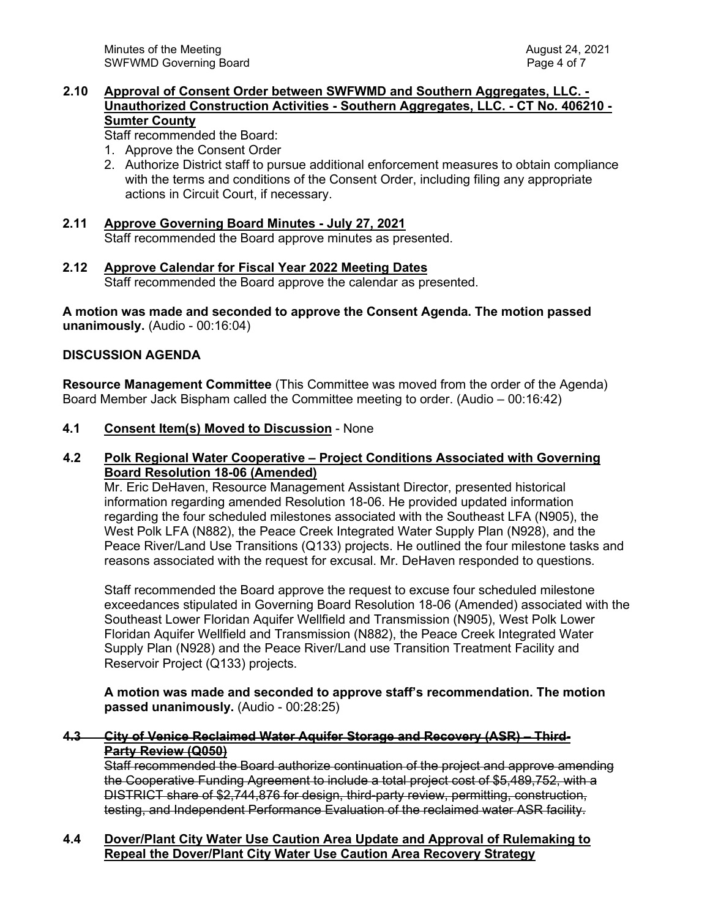**2.10 Approval of Consent Order between SWFWMD and Southern Aggregates, LLC. - Unauthorized Construction Activities - Southern Aggregates, LLC. - CT No. 406210 - Sumter County**

Staff recommended the Board:

1. Approve the Consent Order
2. Authorize District staff to pursue additional enforcement measures to obtain compliance with the terms and conditions of the Consent Order, including filing any appropriate actions in Circuit Court, if necessary.

**2.11 Approve Governing Board Minutes - July 27, 2021**

Staff recommended the Board approve minutes as presented.

**2.12 Approve Calendar for Fiscal Year 2022 Meeting Dates**

Staff recommended the Board approve the calendar as presented.

**A motion was made and seconded to approve the Consent Agenda. The motion passed unanimously.** (Audio - 00:16:04)

**DISCUSSION AGENDA**

**Resource Management Committee** (This Committee was moved from the order of the Agenda)
Board Member Jack Bispham called the Committee meeting to order. (Audio – 00:16:42)

**4.1 Consent Item(s) Moved to Discussion** - None

**4.2 Polk Regional Water Cooperative – Project Conditions Associated with Governing Board Resolution 18-06 (Amended)**

Mr. Eric DeHaven, Resource Management Assistant Director, presented historical information regarding amended Resolution 18-06. He provided updated information regarding the four scheduled milestones associated with the Southeast LFA (N905), the West Polk LFA (N882), the Peace Creek Integrated Water Supply Plan (N928), and the Peace River/Land Use Transitions (Q133) projects. He outlined the four milestone tasks and reasons associated with the request for excusal. Mr. DeHaven responded to questions.

Staff recommended the Board approve the request to excuse four scheduled milestone exceedances stipulated in Governing Board Resolution 18-06 (Amended) associated with the Southeast Lower Floridan Aquifer Wellfield and Transmission (N905), West Polk Lower Floridan Aquifer Wellfield and Transmission (N882), the Peace Creek Integrated Water Supply Plan (N928) and the Peace River/Land use Transition Treatment Facility and Reservoir Project (Q133) projects.

**A motion was made and seconded to approve staff's recommendation. The motion passed unanimously.** (Audio - 00:28:25)

~~**4.3 City of Venice Reclaimed Water Aquifer Storage and Recovery (ASR) – Third-Party Review (Q050)**~~

~~Staff recommended the Board authorize continuation of the project and approve amending the Cooperative Funding Agreement to include a total project cost of $5,489,752, with a DISTRICT share of $2,744,876 for design, third-party review, permitting, construction, testing, and Independent Performance Evaluation of the reclaimed water ASR facility.~~

**4.4 Dover/Plant City Water Use Caution Area Update and Approval of Rulemaking to Repeal the Dover/Plant City Water Use Caution Area Recovery Strategy**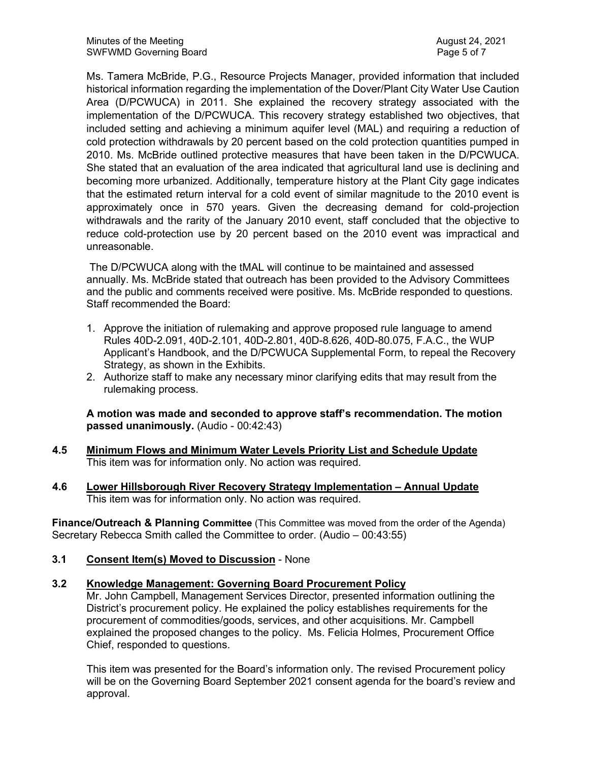Ms. Tamera McBride, P.G., Resource Projects Manager, provided information that included historical information regarding the implementation of the Dover/Plant City Water Use Caution Area (D/PCWUCA) in 2011. She explained the recovery strategy associated with the implementation of the D/PCWUCA. This recovery strategy established two objectives, that included setting and achieving a minimum aquifer level (MAL) and requiring a reduction of cold protection withdrawals by 20 percent based on the cold protection quantities pumped in 2010. Ms. McBride outlined protective measures that have been taken in the D/PCWUCA. She stated that an evaluation of the area indicated that agricultural land use is declining and becoming more urbanized. Additionally, temperature history at the Plant City gage indicates that the estimated return interval for a cold event of similar magnitude to the 2010 event is approximately once in 570 years. Given the decreasing demand for cold-projection withdrawals and the rarity of the January 2010 event, staff concluded that the objective to reduce cold-protection use by 20 percent based on the 2010 event was impractical and unreasonable.

The D/PCWUCA along with the tMAL will continue to be maintained and assessed annually. Ms. McBride stated that outreach has been provided to the Advisory Committees and the public and comments received were positive. Ms. McBride responded to questions. Staff recommended the Board:

1. Approve the initiation of rulemaking and approve proposed rule language to amend Rules 40D-2.091, 40D-2.101, 40D-2.801, 40D-8.626, 40D-80.075, F.A.C., the WUP Applicant's Handbook, and the D/PCWUCA Supplemental Form, to repeal the Recovery Strategy, as shown in the Exhibits.
2. Authorize staff to make any necessary minor clarifying edits that may result from the rulemaking process.

**A motion was made and seconded to approve staff's recommendation. The motion passed unanimously.** (Audio - 00:42:43)

**4.5 <u>Minimum Flows and Minimum Water Levels Priority List and Schedule Update</u>**
This item was for information only. No action was required.

**4.6 <u>Lower Hillsborough River Recovery Strategy Implementation – Annual Update</u>**
This item was for information only. No action was required.

**Finance/Outreach & Planning Committee** (This Committee was moved from the order of the Agenda)
Secretary Rebecca Smith called the Committee to order. (Audio – 00:43:55)

**3.1 <u>Consent Item(s) Moved to Discussion</u>** - None

**3.2 <u>Knowledge Management: Governing Board Procurement Policy</u>**
Mr. John Campbell, Management Services Director, presented information outlining the District's procurement policy. He explained the policy establishes requirements for the procurement of commodities/goods, services, and other acquisitions. Mr. Campbell explained the proposed changes to the policy. Ms. Felicia Holmes, Procurement Office Chief, responded to questions.

This item was presented for the Board's information only. The revised Procurement policy will be on the Governing Board September 2021 consent agenda for the board's review and approval.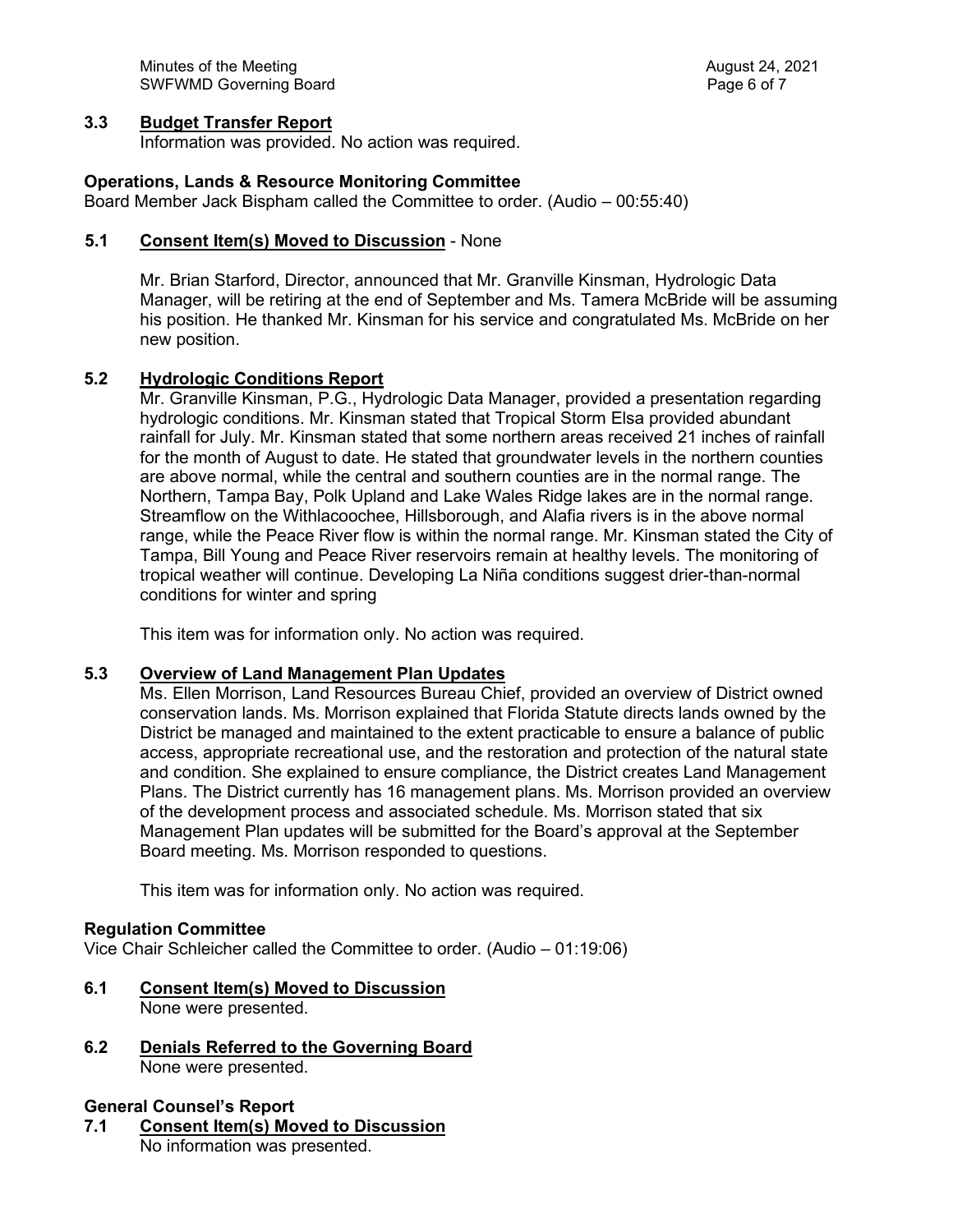### 3.3 Budget Transfer Report

Information was provided. No action was required.

## Operations, Lands & Resource Monitoring Committee

Board Member Jack Bispham called the Committee to order. (Audio – 00:55:40)

### 5.1 Consent Item(s) Moved to Discussion - None

Mr. Brian Starford, Director, announced that Mr. Granville Kinsman, Hydrologic Data Manager, will be retiring at the end of September and Ms. Tamera McBride will be assuming his position. He thanked Mr. Kinsman for his service and congratulated Ms. McBride on her new position.

### 5.2 Hydrologic Conditions Report

Mr. Granville Kinsman, P.G., Hydrologic Data Manager, provided a presentation regarding hydrologic conditions. Mr. Kinsman stated that Tropical Storm Elsa provided abundant rainfall for July. Mr. Kinsman stated that some northern areas received 21 inches of rainfall for the month of August to date. He stated that groundwater levels in the northern counties are above normal, while the central and southern counties are in the normal range. The Northern, Tampa Bay, Polk Upland and Lake Wales Ridge lakes are in the normal range. Streamflow on the Withlacoochee, Hillsborough, and Alafia rivers is in the above normal range, while the Peace River flow is within the normal range. Mr. Kinsman stated the City of Tampa, Bill Young and Peace River reservoirs remain at healthy levels. The monitoring of tropical weather will continue. Developing La Niña conditions suggest drier-than-normal conditions for winter and spring

This item was for information only. No action was required.

### 5.3 Overview of Land Management Plan Updates

Ms. Ellen Morrison, Land Resources Bureau Chief, provided an overview of District owned conservation lands. Ms. Morrison explained that Florida Statute directs lands owned by the District be managed and maintained to the extent practicable to ensure a balance of public access, appropriate recreational use, and the restoration and protection of the natural state and condition. She explained to ensure compliance, the District creates Land Management Plans. The District currently has 16 management plans. Ms. Morrison provided an overview of the development process and associated schedule. Ms. Morrison stated that six Management Plan updates will be submitted for the Board's approval at the September Board meeting. Ms. Morrison responded to questions.

This item was for information only. No action was required.

## Regulation Committee

Vice Chair Schleicher called the Committee to order. (Audio – 01:19:06)

### 6.1 Consent Item(s) Moved to Discussion

None were presented.

### 6.2 Denials Referred to the Governing Board

None were presented.

## General Counsel's Report

### 7.1 Consent Item(s) Moved to Discussion

No information was presented.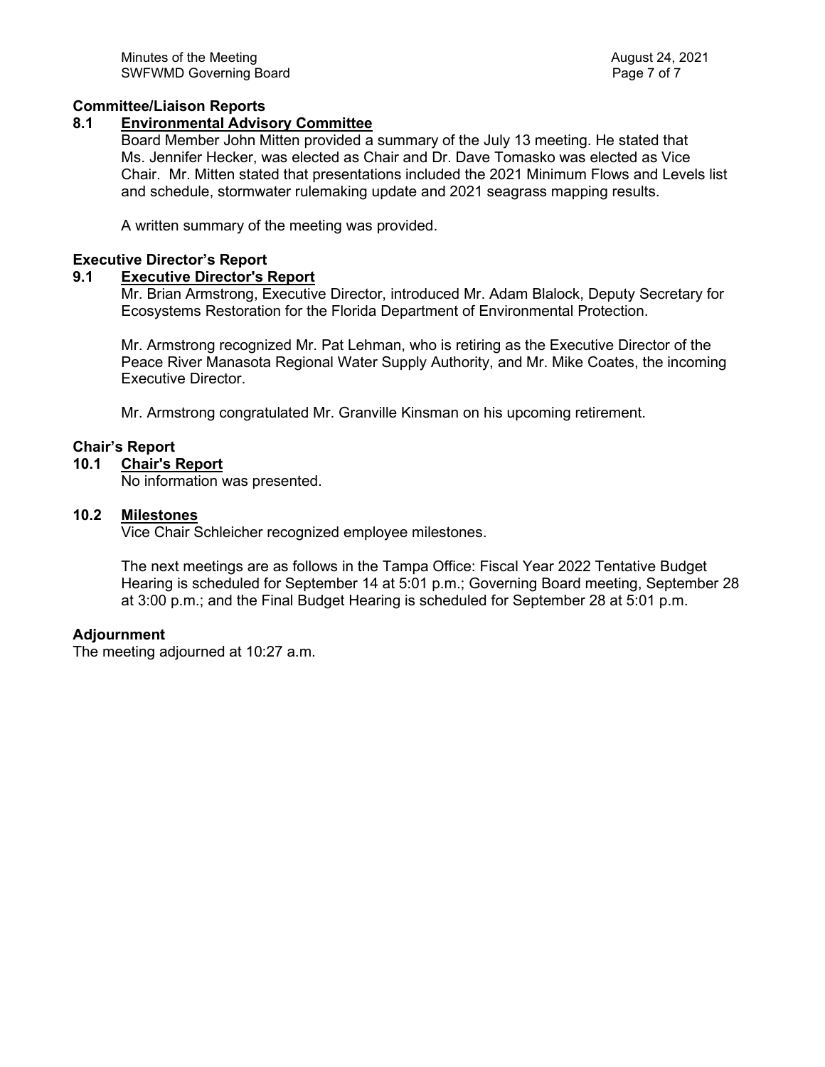## Committee/Liaison Reports

### 8.1 Environmental Advisory Committee

Board Member John Mitten provided a summary of the July 13 meeting. He stated that Ms. Jennifer Hecker, was elected as Chair and Dr. Dave Tomasko was elected as Vice Chair. Mr. Mitten stated that presentations included the 2021 Minimum Flows and Levels list and schedule, stormwater rulemaking update and 2021 seagrass mapping results.

A written summary of the meeting was provided.

## Executive Director's Report

### 9.1 Executive Director's Report

Mr. Brian Armstrong, Executive Director, introduced Mr. Adam Blalock, Deputy Secretary for Ecosystems Restoration for the Florida Department of Environmental Protection.

Mr. Armstrong recognized Mr. Pat Lehman, who is retiring as the Executive Director of the Peace River Manasota Regional Water Supply Authority, and Mr. Mike Coates, the incoming Executive Director.

Mr. Armstrong congratulated Mr. Granville Kinsman on his upcoming retirement.

## Chair's Report

### 10.1 Chair's Report

No information was presented.

### 10.2 Milestones

Vice Chair Schleicher recognized employee milestones.

The next meetings are as follows in the Tampa Office: Fiscal Year 2022 Tentative Budget Hearing is scheduled for September 14 at 5:01 p.m.; Governing Board meeting, September 28 at 3:00 p.m.; and the Final Budget Hearing is scheduled for September 28 at 5:01 p.m.

## Adjournment

The meeting adjourned at 10:27 a.m.